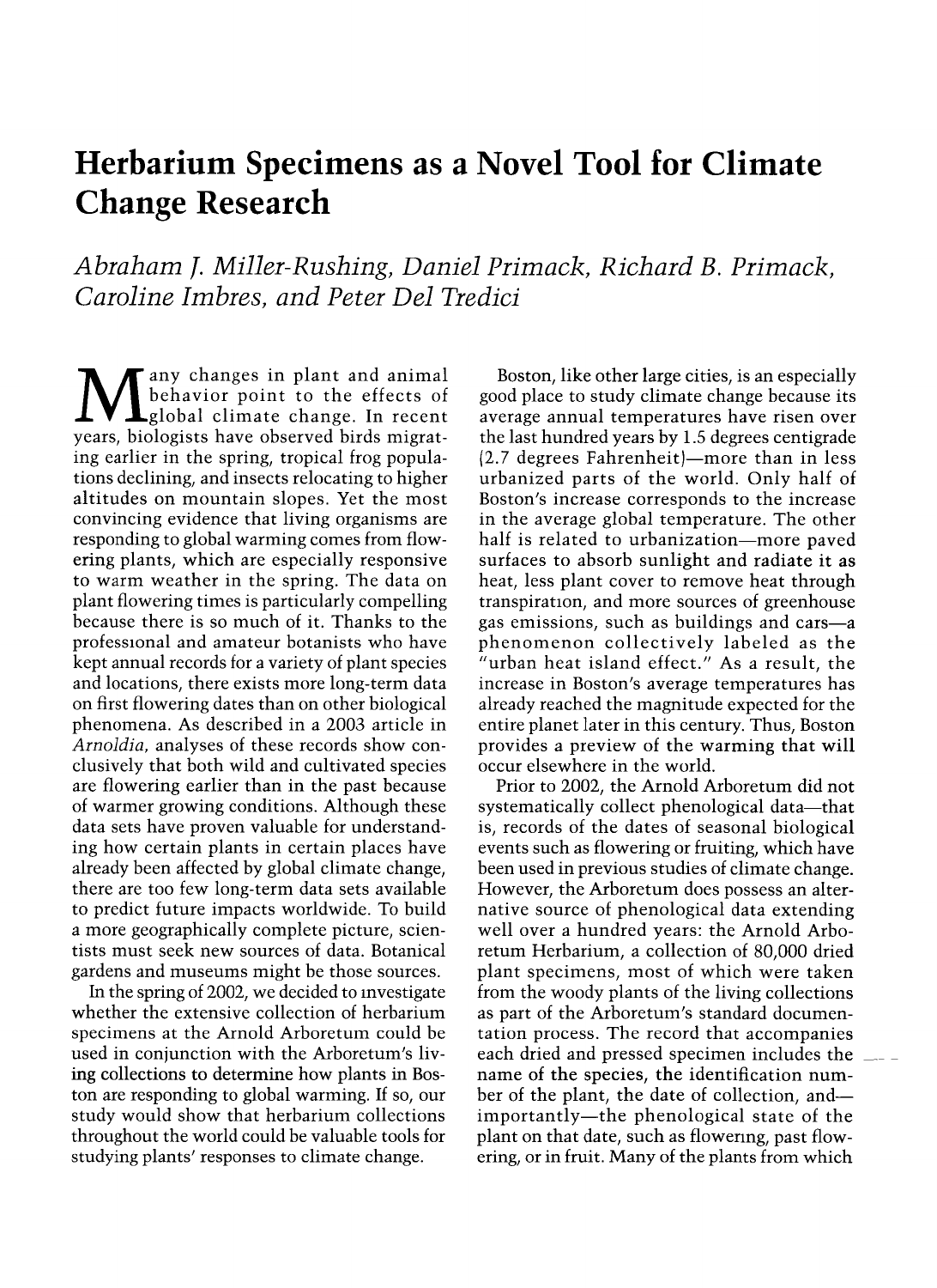# Herbarium Specimens as a Novel Tool for Climate Change Research

*Abraham J. Miller-Rushing, Daniel Primack, Richard B. Primack, Caroline Imbres, and Peter Del Tredici*

Many changes in plant and animal behavior point to the effects of global climate change. In recent years, biologists have observed birds migrating earlier in the spring, tropical frog populations declining, and insects relocating to higher altitudes on mountain slopes. Yet the most convincing evidence that living organisms are responding to global warming comes from flowering plants, which are especially responsive to warm weather in the spring. The data on plant flowering times is particularly compelling because there is so much of it. Thanks to the professional and amateur botanists who have kept annual records for a variety of plant species and locations, there exists more long-term data on first flowering dates than on other biological phenomena. As described in a 2003 article in *Arnoldia*, analyses of these records show conclusively that both wild and cultivated species are flowering earlier than in the past because of warmer growing conditions. Although these data sets have proven valuable for understanding how certain plants in certain places have already been affected by global climate change, there are too few long-term data sets available to predict future impacts worldwide. To build a more geographically complete picture, scientists must seek new sources of data. Botanical gardens and museums might be those sources.

In the spring of 2002, we decided to investigate whether the extensive collection of herbarium specimens at the Arnold Arboretum could be used in conjunction with the Arboretum's living collections to determine how plants in Boston are responding to global warming. If so, our study would show that herbarium collections throughout the world could be valuable tools for studying plants' responses to climate change.

Boston, like other large cities, is an especially good place to study climate change because its average annual temperatures have risen over the last hundred years by 1.5 degrees centigrade (2.7 degrees Fahrenheit)—more than in less urbanized parts of the world. Only half of Boston's increase corresponds to the increase in the average global temperature. The other half is related to urbanization—more paved surfaces to absorb sunlight and radiate it as heat, less plant cover to remove heat through transpiration, and more sources of greenhouse gas emissions, such as buildings and cars—a phenomenon collectively labeled as the "urban heat island effect." As a result, the increase in Boston's average temperatures has already reached the magnitude expected for the entire planet later in this century. Thus, Boston provides a preview of the warming that will occur elsewhere in the world.

Prior to 2002, the Arnold Arboretum did not systematically collect phenological data—that is, records of the dates of seasonal biological events such as flowering or fruiting, which have been used in previous studies of climate change. However, the Arboretum does possess an alternative source of phenological data extending well over a hundred years: the Arnold Arboretum Herbarium, a collection of 80,000 dried plant specimens, most of which were taken from the woody plants of the living collections as part of the Arboretum's standard documentation process. The record that accompanies each dried and pressed specimen includes the name of the species, the identification number of the plant, the date of collection, and—importantly—the phenological state of the plant on that date, such as flowering, past flowering, or in fruit. Many of the plants from which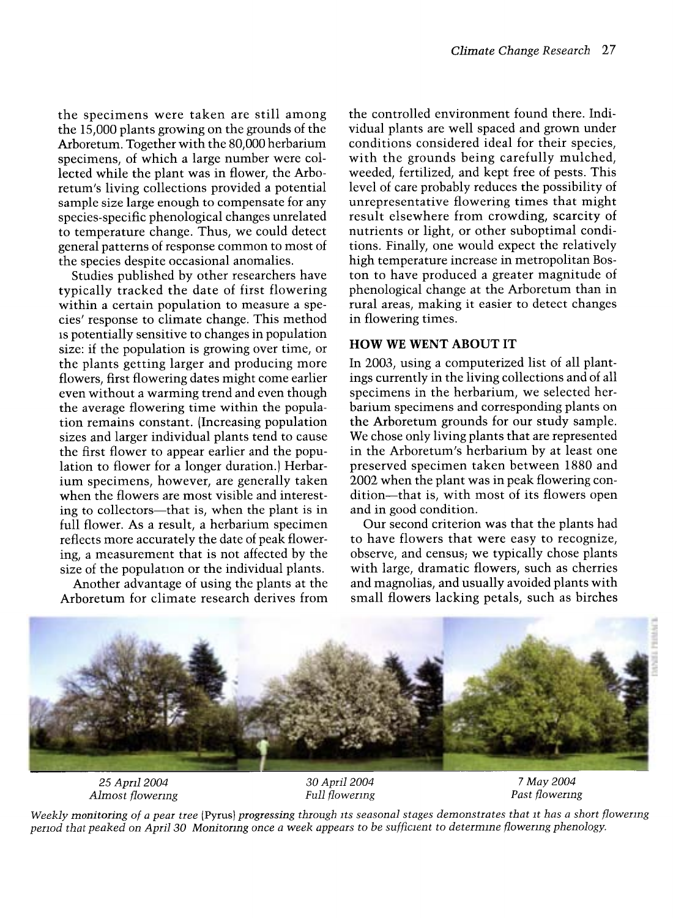the specimens were taken are still among the 15,000 plants growing on the grounds of the Arboretum. Together with the 80,000 herbarium specimens, of which a large number were collected while the plant was in flower, the Arboretum's living collections provided a potential sample size large enough to compensate for any species-specific phenological changes unrelated to temperature change. Thus, we could detect general patterns of response common to most of the species despite occasional anomalies.

Studies published by other researchers have typically tracked the date of first flowering within a certain population to measure a species' response to climate change. This method is potentially sensitive to changes in population size: if the population is growing over time, or the plants getting larger and producing more flowers, first flowering dates might come earlier even without a warming trend and even though the average flowering time within the population remains constant. (Increasing population sizes and larger individual plants tend to cause the first flower to appear earlier and the population to flower for a longer duration.) Herbarium specimens, however, are generally taken when the flowers are most visible and interesting to collectors—that is, when the plant is in full flower. As a result, a herbarium specimen reflects more accurately the date of peak flowering, a measurement that is not affected by the size of the population or the individual plants.

Another advantage of using the plants at the Arboretum for climate research derives from the controlled environment found there. Individual plants are well spaced and grown under conditions considered ideal for their species, with the grounds being carefully mulched, weeded, fertilized, and kept free of pests. This level of care probably reduces the possibility of unrepresentative flowering times that might result elsewhere from crowding, scarcity of nutrients or light, or other suboptimal conditions. Finally, one would expect the relatively high temperature increase in metropolitan Boston to have produced a greater magnitude of phenological change at the Arboretum than in rural areas, making it easier to detect changes in flowering times.

## HOW WE WENT ABOUT IT

In 2003, using a computerized list of all plantings currently in the living collections and of all specimens in the herbarium, we selected herbarium specimens and corresponding plants on the Arboretum grounds for our study sample. We chose only living plants that are represented in the Arboretum's herbarium by at least one preserved specimen taken between 1880 and 2002 when the plant was in peak flowering condition—that is, with most of its flowers open and in good condition.

Our second criterion was that the plants had to have flowers that were easy to recognize, observe, and census; we typically chose plants with large, dramatic flowers, such as cherries and magnolias, and usually avoided plants with small flowers lacking petals, such as birches

*25 April 2004*
*Almost flowering*

*30 April 2004*
*Full flowering*

*7 May 2004*
*Past flowering*

*Weekly monitoring of a pear tree (Pyrus) progressing through its seasonal stages demonstrates that it has a short flowering period that peaked on April 30. Monitoring once a week appears to be sufficient to determine flowering phenology.*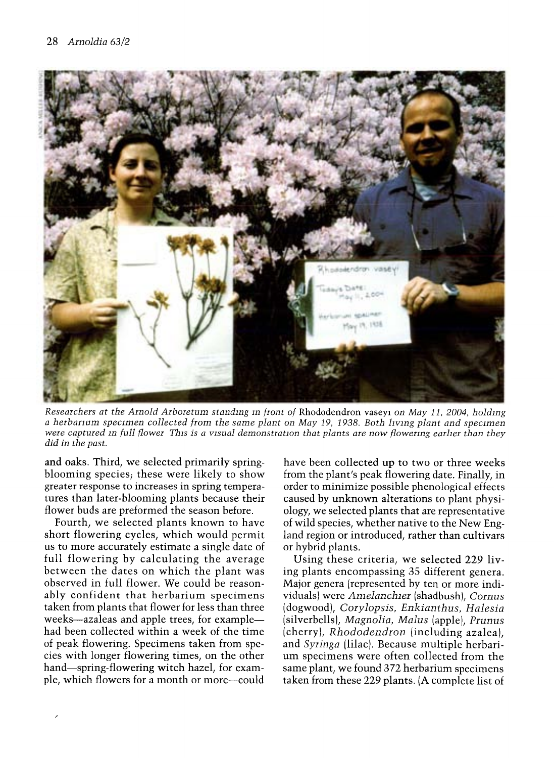*Researchers at the Arnold Arboretum standing in front of* Rhododendron vaseyi *on May 11, 2004, holding a herbarium specimen collected from the same plant on May 19, 1938. Both living plant and specimen were captured in full flower. This is a visual demonstration that plants are now flowering earlier than they did in the past.*

and oaks. Third, we selected primarily spring-blooming species; these were likely to show greater response to increases in spring temperatures than later-blooming plants because their flower buds are preformed the season before.

Fourth, we selected plants known to have short flowering cycles, which would permit us to more accurately estimate a single date of full flowering by calculating the average between the dates on which the plant was observed in full flower. We could be reasonably confident that herbarium specimens taken from plants that flower for less than three weeks—azaleas and apple trees, for example—had been collected within a week of the time of peak flowering. Specimens taken from species with longer flowering times, on the other hand—spring-flowering witch hazel, for example, which flowers for a month or more—could have been collected up to two or three weeks from the plant's peak flowering date. Finally, in order to minimize possible phenological effects caused by unknown alterations to plant physiology, we selected plants that are representative of wild species, whether native to the New England region or introduced, rather than cultivars or hybrid plants.

Using these criteria, we selected 229 living plants encompassing 35 different genera. Major genera (represented by ten or more individuals) were *Amelanchier* (shadbush), *Cornus* (dogwood), *Corylopsis*, *Enkianthus*, *Halesia* (silverbells), *Magnolia*, *Malus* (apple), *Prunus* (cherry), *Rhododendron* (including azalea), and *Syringa* (lilac). Because multiple herbarium specimens were often collected from the same plant, we found 372 herbarium specimens taken from these 229 plants. (A complete list of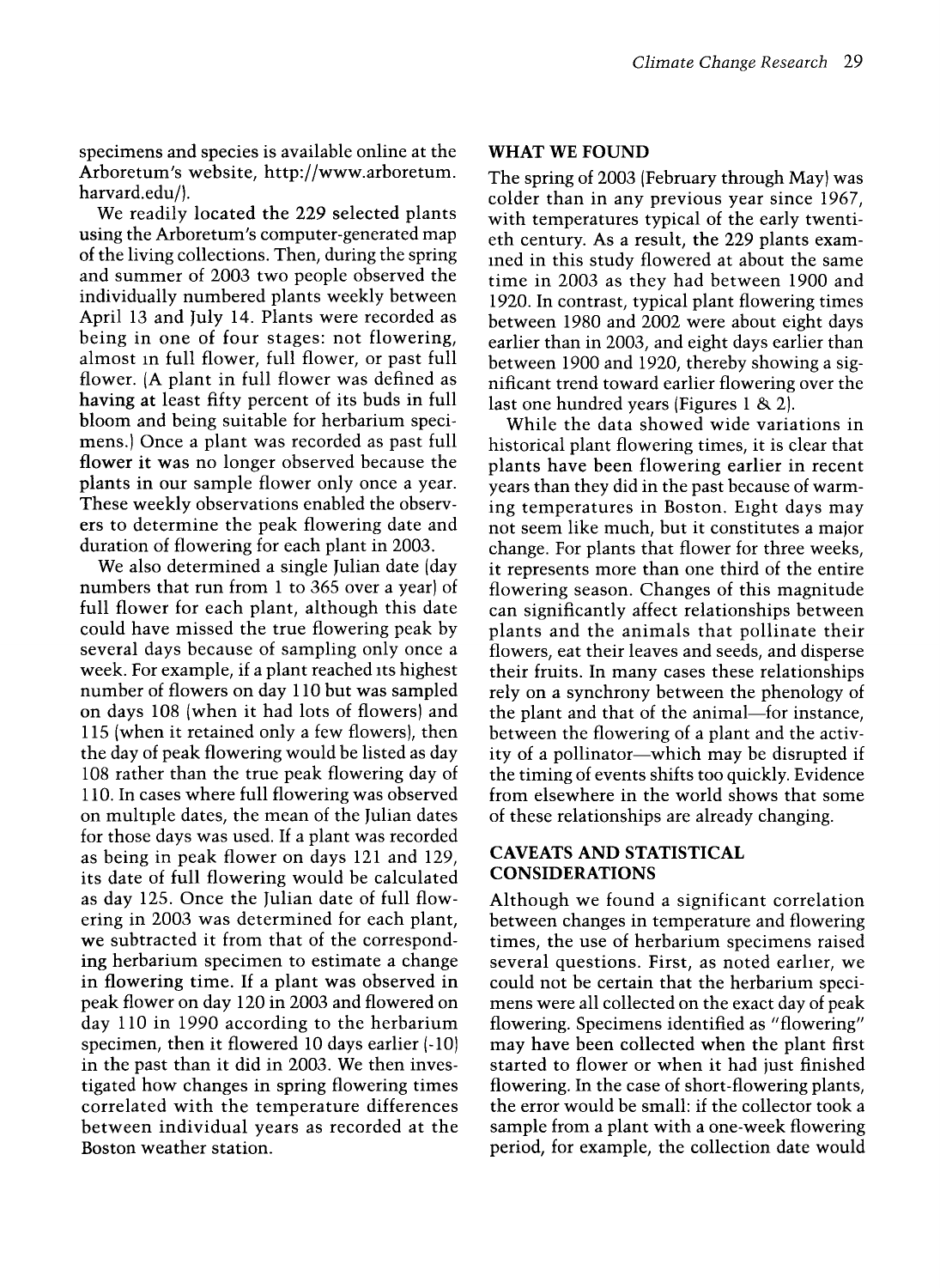specimens and species is available online at the Arboretum's website, http://www.arboretum.harvard.edu/).

We readily located the 229 selected plants using the Arboretum's computer-generated map of the living collections. Then, during the spring and summer of 2003 two people observed the individually numbered plants weekly between April 13 and July 14. Plants were recorded as being in one of four stages: not flowering, almost in full flower, full flower, or past full flower. (A plant in full flower was defined as having at least fifty percent of its buds in full bloom and being suitable for herbarium specimens.) Once a plant was recorded as past full flower it was no longer observed because the plants in our sample flower only once a year. These weekly observations enabled the observers to determine the peak flowering date and duration of flowering for each plant in 2003.

We also determined a single Julian date (day numbers that run from 1 to 365 over a year) of full flower for each plant, although this date could have missed the true flowering peak by several days because of sampling only once a week. For example, if a plant reached its highest number of flowers on day 110 but was sampled on days 108 (when it had lots of flowers) and 115 (when it retained only a few flowers), then the day of peak flowering would be listed as day 108 rather than the true peak flowering day of 110. In cases where full flowering was observed on multiple dates, the mean of the Julian dates for those days was used. If a plant was recorded as being in peak flower on days 121 and 129, its date of full flowering would be calculated as day 125. Once the Julian date of full flowering in 2003 was determined for each plant, we subtracted it from that of the corresponding herbarium specimen to estimate a change in flowering time. If a plant was observed in peak flower on day 120 in 2003 and flowered on day 110 in 1990 according to the herbarium specimen, then it flowered 10 days earlier (-10) in the past than it did in 2003. We then investigated how changes in spring flowering times correlated with the temperature differences between individual years as recorded at the Boston weather station.

## WHAT WE FOUND

The spring of 2003 (February through May) was colder than in any previous year since 1967, with temperatures typical of the early twentieth century. As a result, the 229 plants examined in this study flowered at about the same time in 2003 as they had between 1900 and 1920. In contrast, typical plant flowering times between 1980 and 2002 were about eight days earlier than in 2003, and eight days earlier than between 1900 and 1920, thereby showing a significant trend toward earlier flowering over the last one hundred years (Figures 1 & 2).

While the data showed wide variations in historical plant flowering times, it is clear that plants have been flowering earlier in recent years than they did in the past because of warming temperatures in Boston. Eight days may not seem like much, but it constitutes a major change. For plants that flower for three weeks, it represents more than one third of the entire flowering season. Changes of this magnitude can significantly affect relationships between plants and the animals that pollinate their flowers, eat their leaves and seeds, and disperse their fruits. In many cases these relationships rely on a synchrony between the phenology of the plant and that of the animal—for instance, between the flowering of a plant and the activity of a pollinator—which may be disrupted if the timing of events shifts too quickly. Evidence from elsewhere in the world shows that some of these relationships are already changing.

## CAVEATS AND STATISTICAL CONSIDERATIONS

Although we found a significant correlation between changes in temperature and flowering times, the use of herbarium specimens raised several questions. First, as noted earlier, we could not be certain that the herbarium specimens were all collected on the exact day of peak flowering. Specimens identified as "flowering" may have been collected when the plant first started to flower or when it had just finished flowering. In the case of short-flowering plants, the error would be small: if the collector took a sample from a plant with a one-week flowering period, for example, the collection date would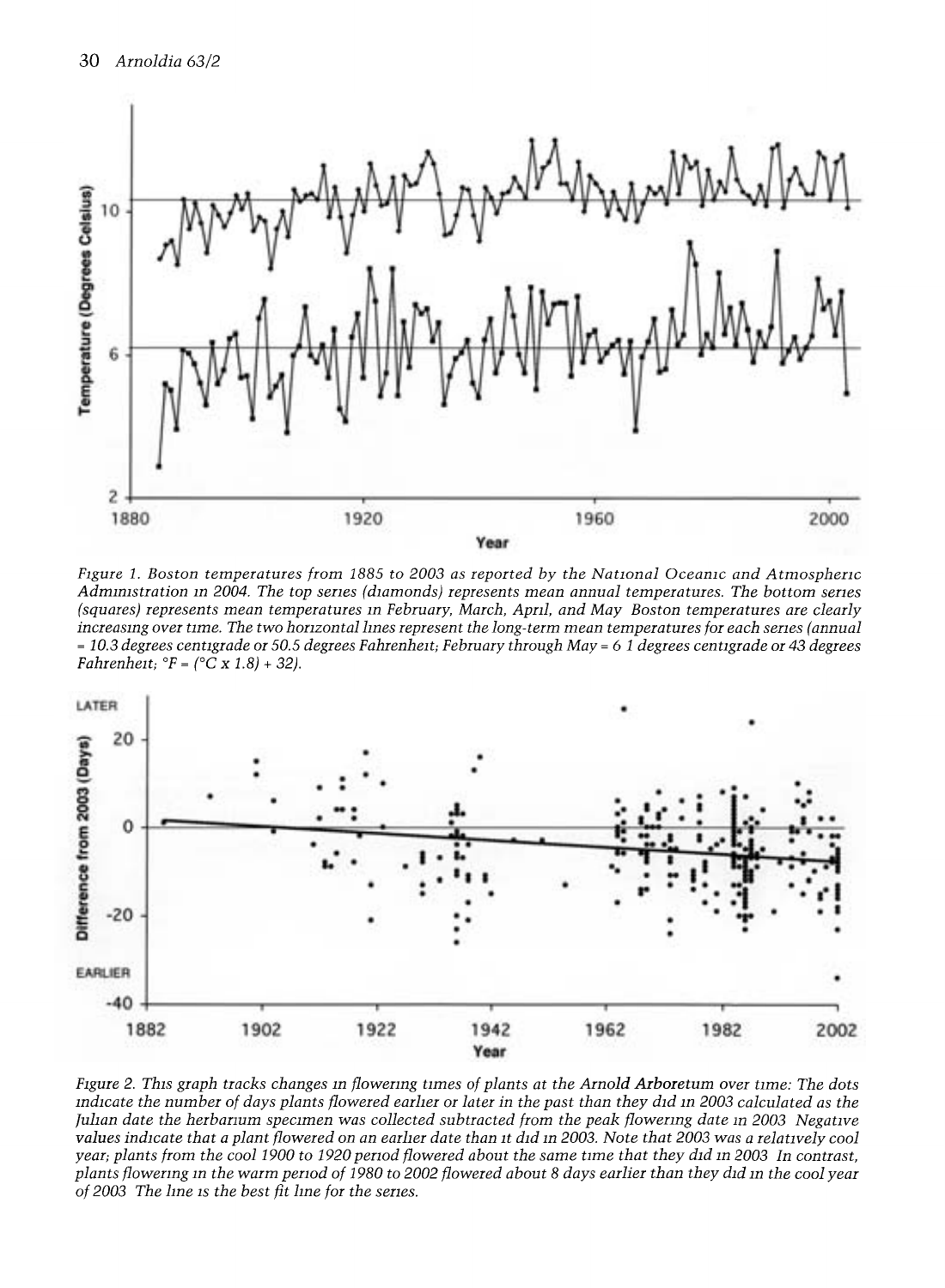Figure 1. Boston temperatures from 1885 to 2003 as reported by the National Oceanic and Atmospheric Administration in 2004. The top series (diamonds) represents mean annual temperatures. The bottom series (squares) represents mean temperatures in February, March, April, and May Boston temperatures are clearly increasing over time. The two horizontal lines represent the long-term mean temperatures for each series (annual = 10.3 degrees centigrade or 50.5 degrees Fahrenheit; February through May = 6 1 degrees centigrade or 43 degrees Fahrenheit; °F = (°C x 1.8) + 32).

Figure 2. This graph tracks changes in flowering times of plants at the Arnold Arboretum over time: The dots indicate the number of days plants flowered earlier or later in the past than they did in 2003 calculated as the Julian date the herbarium specimen was collected subtracted from the peak flowering date in 2003 Negative values indicate that a plant flowered on an earlier date than it did in 2003. Note that 2003 was a relatively cool year; plants from the cool 1900 to 1920 period flowered about the same time that they did in 2003 In contrast, plants flowering in the warm period of 1980 to 2002 flowered about 8 days earlier than they did in the cool year of 2003 The line is the best fit line for the series.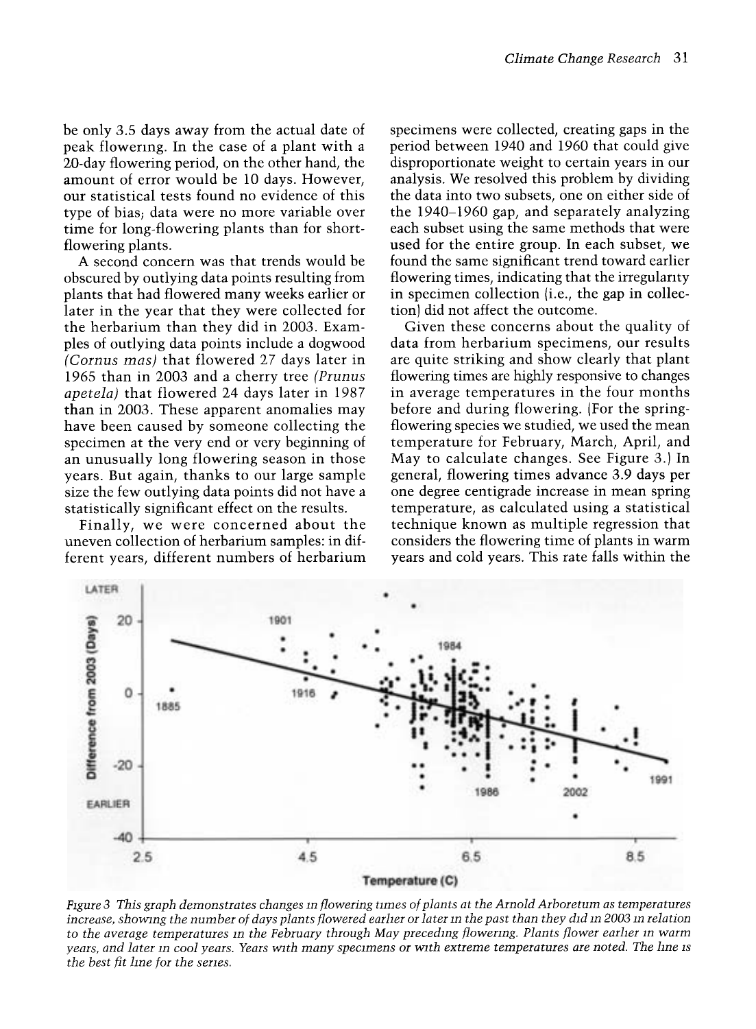be only 3.5 days away from the actual date of peak flowering. In the case of a plant with a 20-day flowering period, on the other hand, the amount of error would be 10 days. However, our statistical tests found no evidence of this type of bias; data were no more variable over time for long-flowering plants than for short-flowering plants.

A second concern was that trends would be obscured by outlying data points resulting from plants that had flowered many weeks earlier or later in the year that they were collected for the herbarium than they did in 2003. Examples of outlying data points include a dogwood *(Cornus mas)* that flowered 27 days later in 1965 than in 2003 and a cherry tree *(Prunus apetela)* that flowered 24 days later in 1987 than in 2003. These apparent anomalies may have been caused by someone collecting the specimen at the very end or very beginning of an unusually long flowering season in those years. But again, thanks to our large sample size the few outlying data points did not have a statistically significant effect on the results.

Finally, we were concerned about the uneven collection of herbarium samples: in different years, different numbers of herbarium specimens were collected, creating gaps in the period between 1940 and 1960 that could give disproportionate weight to certain years in our analysis. We resolved this problem by dividing the data into two subsets, one on either side of the 1940–1960 gap, and separately analyzing each subset using the same methods that were used for the entire group. In each subset, we found the same significant trend toward earlier flowering times, indicating that the irregularity in specimen collection (i.e., the gap in collection) did not affect the outcome.

Given these concerns about the quality of data from herbarium specimens, our results are quite striking and show clearly that plant flowering times are highly responsive to changes in average temperatures in the four months before and during flowering. (For the spring-flowering species we studied, we used the mean temperature for February, March, April, and May to calculate changes. See Figure 3.) In general, flowering times advance 3.9 days per one degree centigrade increase in mean spring temperature, as calculated using a statistical technique known as multiple regression that considers the flowering time of plants in warm years and cold years. This rate falls within the

*Figure 3 This graph demonstrates changes in flowering times of plants at the Arnold Arboretum as temperatures increase, showing the number of days plants flowered earlier or later in the past than they did in 2003 in relation to the average temperatures in the February through May preceding flowering. Plants flower earlier in warm years, and later in cool years. Years with many specimens or with extreme temperatures are noted. The line is the best fit line for the series.*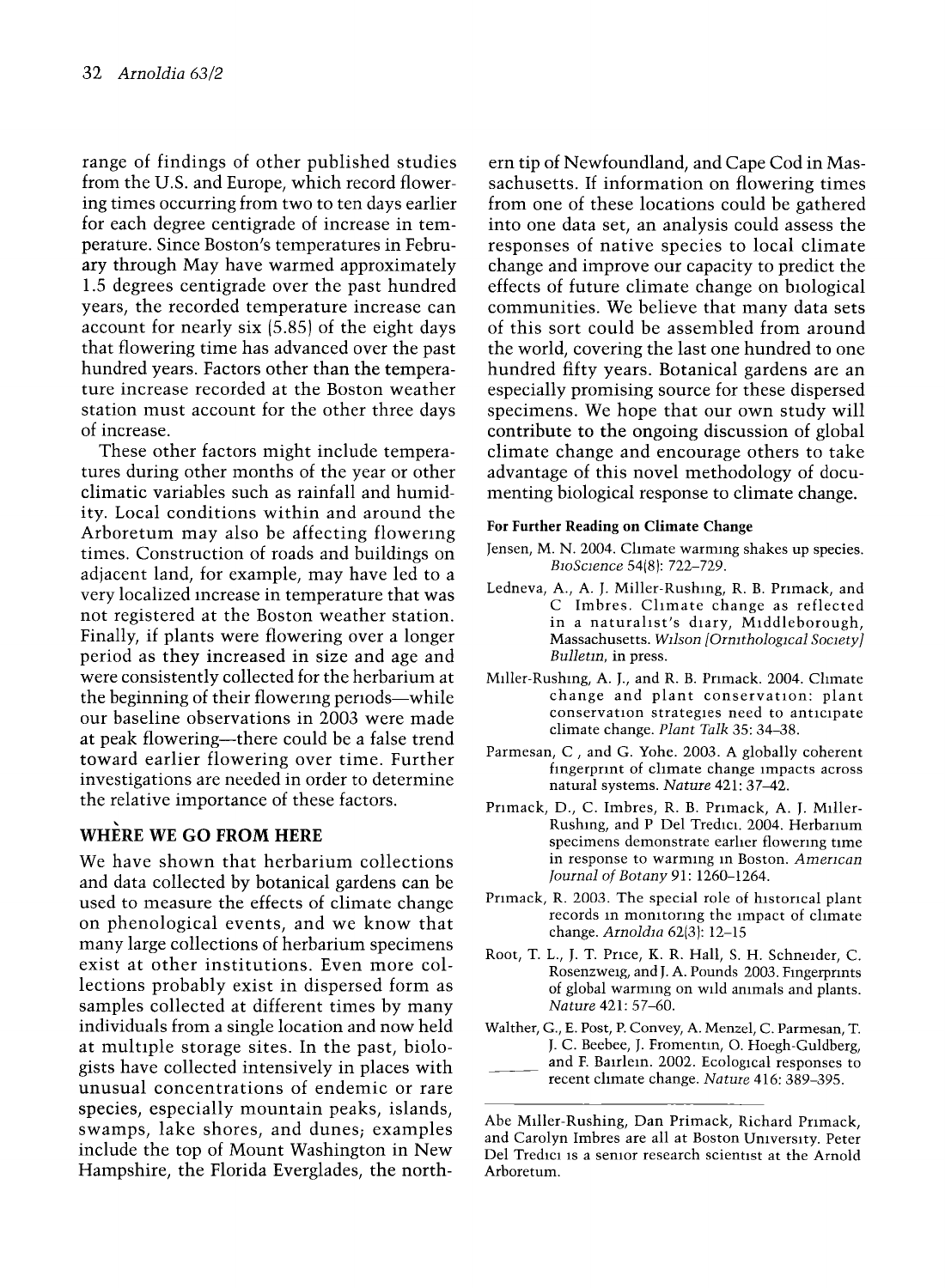range of findings of other published studies from the U.S. and Europe, which record flowering times occurring from two to ten days earlier for each degree centigrade of increase in temperature. Since Boston's temperatures in February through May have warmed approximately 1.5 degrees centigrade over the past hundred years, the recorded temperature increase can account for nearly six (5.85) of the eight days that flowering time has advanced over the past hundred years. Factors other than the temperature increase recorded at the Boston weather station must account for the other three days of increase.

These other factors might include temperatures during other months of the year or other climatic variables such as rainfall and humidity. Local conditions within and around the Arboretum may also be affecting flowering times. Construction of roads and buildings on adjacent land, for example, may have led to a very localized increase in temperature that was not registered at the Boston weather station. Finally, if plants were flowering over a longer period as they increased in size and age and were consistently collected for the herbarium at the beginning of their flowering periods—while our baseline observations in 2003 were made at peak flowering—there could be a false trend toward earlier flowering over time. Further investigations are needed in order to determine the relative importance of these factors.

## WHERE WE GO FROM HERE

We have shown that herbarium collections and data collected by botanical gardens can be used to measure the effects of climate change on phenological events, and we know that many large collections of herbarium specimens exist at other institutions. Even more collections probably exist in dispersed form as samples collected at different times by many individuals from a single location and now held at multiple storage sites. In the past, biologists have collected intensively in places with unusual concentrations of endemic or rare species, especially mountain peaks, islands, swamps, lake shores, and dunes; examples include the top of Mount Washington in New Hampshire, the Florida Everglades, the northern tip of Newfoundland, and Cape Cod in Massachusetts. If information on flowering times from one of these locations could be gathered into one data set, an analysis could assess the responses of native species to local climate change and improve our capacity to predict the effects of future climate change on biological communities. We believe that many data sets of this sort could be assembled from around the world, covering the last one hundred to one hundred fifty years. Botanical gardens are an especially promising source for these dispersed specimens. We hope that our own study will contribute to the ongoing discussion of global climate change and encourage others to take advantage of this novel methodology of documenting biological response to climate change.

### For Further Reading on Climate Change

Jensen, M. N. 2004. Climate warming shakes up species. *BioScience* 54(8): 722–729.

Ledneva, A., A. J. Miller-Rushing, R. B. Primack, and C. Imbres. Climate change as reflected in a naturalist's diary, Middleborough, Massachusetts. *Wilson [Ornithological Society] Bulletin*, in press.

Miller-Rushing, A. J., and R. B. Primack. 2004. Climate change and plant conservation: plant conservation strategies need to anticipate climate change. *Plant Talk* 35: 34–38.

Parmesan, C., and G. Yohe. 2003. A globally coherent fingerprint of climate change impacts across natural systems. *Nature* 421: 37–42.

Primack, D., C. Imbres, R. B. Primack, A. J. Miller-Rushing, and P. Del Tredici. 2004. Herbarium specimens demonstrate earlier flowering time in response to warming in Boston. *American Journal of Botany* 91: 1260–1264.

Primack, R. 2003. The special role of historical plant records in monitoring the impact of climate change. *Arnoldia* 62(3): 12–15

Root, T. L., J. T. Price, K. R. Hall, S. H. Schneider, C. Rosenzweig, and J. A. Pounds 2003. Fingerprints of global warming on wild animals and plants. *Nature* 421: 57–60.

Walther, G., E. Post, P. Convey, A. Menzel, C. Parmesan, T. J. C. Beebee, J. Fromentin, O. Hoegh-Guldberg, and F. Bairlein. 2002. Ecological responses to recent climate change. *Nature* 416: 389–395.

---

Abe Miller-Rushing, Dan Primack, Richard Primack, and Carolyn Imbres are all at Boston University. Peter Del Tredici is a senior research scientist at the Arnold Arboretum.